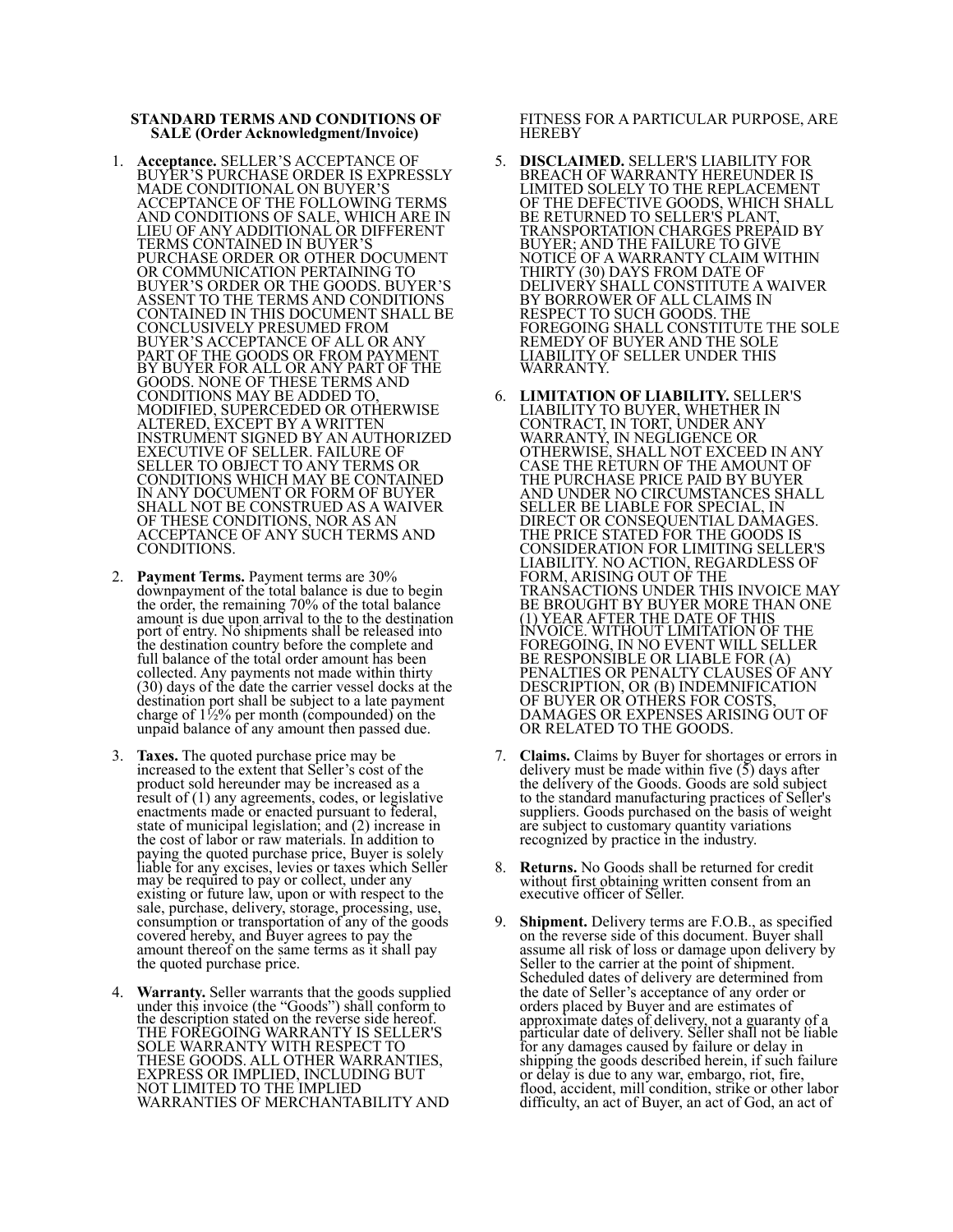**STANDARD TERMS AND CONDITIONS OF SALE (Order Acknowledgment/Invoice)**

1. **Acceptance.** SELLER'S ACCEPTANCE OF BUYER'S PURCHASE ORDER IS EXPRESSLY MADE CONDITIONAL ON BUYER'S ACCEPTANCE OF THE FOLLOWING TERMS AND CONDITIONS OF SALE, WHICH ARE IN LIEU OF ANY ADDITIONAL OR DIFFERENT TERMS CONTAINED IN BUYER'S PURCHASE ORDER OR OTHER DOCUMENT OR COMMUNICATION PERTAINING TO BUYER'S ORDER OR THE GOODS. BUYER'S ASSENT TO THE TERMS AND CONDITIONS CONTAINED IN THIS DOCUMENT SHALL BE CONCLUSIVELY PRESUMED FROM BUYER'S ACCEPTANCE OF ALL OR ANY PART OF THE GOODS OR FROM PAYMENT BY BUYER FOR ALL OR ANY PART OF THE GOODS. NONE OF THESE TERMS AND CONDITIONS MAY BE ADDED TO, MODIFIED, SUPERCEDED OR OTHERWISE ALTERED, EXCEPT BY A WRITTEN INSTRUMENT SIGNED BY AN AUTHORIZED EXECUTIVE OF SELLER. FAILURE OF SELLER TO OBJECT TO ANY TERMS OR CONDITIONS WHICH MAY BE CONTAINED IN ANY DOCUMENT OR FORM OF BUYER SHALL NOT BE CONSTRUED AS A WAIVER OF THESE CONDITIONS, NOR AS AN ACCEPTANCE OF ANY SUCH TERMS AND CONDITIONS.

2. **Payment Terms.** Payment terms are 30% downpayment of the total balance is due to begin the order, the remaining 70% of the total balance amount is due upon arrival to the to the destination port of entry. No shipments shall be released into the destination country before the complete and full balance of the total order amount has been collected. Any payments not made within thirty (30) days of the date the carrier vessel docks at the destination port shall be subject to a late payment charge of 1½% per month (compounded) on the unpaid balance of any amount then passed due.

3. **Taxes.** The quoted purchase price may be increased to the extent that Seller's cost of the product sold hereunder may be increased as a result of (1) any agreements, codes, or legislative enactments made or enacted pursuant to federal, state of municipal legislation; and (2) increase in the cost of labor or raw materials. In addition to paying the quoted purchase price, Buyer is solely liable for any excises, levies or taxes which Seller may be required to pay or collect, under any existing or future law, upon or with respect to the sale, purchase, delivery, storage, processing, use, consumption or transportation of any of the goods covered hereby, and Buyer agrees to pay the amount thereof on the same terms as it shall pay the quoted purchase price.

4. **Warranty.** Seller warrants that the goods supplied under this invoice (the "Goods") shall conform to the description stated on the reverse side hereof. THE FOREGOING WARRANTY IS SELLER'S SOLE WARRANTY WITH RESPECT TO THESE GOODS. ALL OTHER WARRANTIES, EXPRESS OR IMPLIED, INCLUDING BUT NOT LIMITED TO THE IMPLIED WARRANTIES OF MERCHANTABILITY AND FITNESS FOR A PARTICULAR PURPOSE, ARE HEREBY

5. **DISCLAIMED.** SELLER'S LIABILITY FOR BREACH OF WARRANTY HEREUNDER IS LIMITED SOLELY TO THE REPLACEMENT OF THE DEFECTIVE GOODS, WHICH SHALL BE RETURNED TO SELLER'S PLANT, TRANSPORTATION CHARGES PREPAID BY BUYER; AND THE FAILURE TO GIVE NOTICE OF A WARRANTY CLAIM WITHIN THIRTY (30) DAYS FROM DATE OF DELIVERY SHALL CONSTITUTE A WAIVER BY BORROWER OF ALL CLAIMS IN RESPECT TO SUCH GOODS. THE FOREGOING SHALL CONSTITUTE THE SOLE REMEDY OF BUYER AND THE SOLE LIABILITY OF SELLER UNDER THIS WARRANTY.

6. **LIMITATION OF LIABILITY.** SELLER'S LIABILITY TO BUYER, WHETHER IN CONTRACT, IN TORT, UNDER ANY WARRANTY, IN NEGLIGENCE OR OTHERWISE, SHALL NOT EXCEED IN ANY CASE THE RETURN OF THE AMOUNT OF THE PURCHASE PRICE PAID BY BUYER AND UNDER NO CIRCUMSTANCES SHALL SELLER BE LIABLE FOR SPECIAL, IN DIRECT OR CONSEQUENTIAL DAMAGES. THE PRICE STATED FOR THE GOODS IS CONSIDERATION FOR LIMITING SELLER'S LIABILITY. NO ACTION, REGARDLESS OF FORM, ARISING OUT OF THE TRANSACTIONS UNDER THIS INVOICE MAY BE BROUGHT BY BUYER MORE THAN ONE (1) YEAR AFTER THE DATE OF THIS INVOICE. WITHOUT LIMITATION OF THE FOREGOING, IN NO EVENT WILL SELLER BE RESPONSIBLE OR LIABLE FOR (A) PENALTIES OR PENALTY CLAUSES OF ANY DESCRIPTION, OR (B) INDEMNIFICATION OF BUYER OR OTHERS FOR COSTS, DAMAGES OR EXPENSES ARISING OUT OF OR RELATED TO THE GOODS.

7. **Claims.** Claims by Buyer for shortages or errors in delivery must be made within five (5) days after the delivery of the Goods. Goods are sold subject to the standard manufacturing practices of Seller's suppliers. Goods purchased on the basis of weight are subject to customary quantity variations recognized by practice in the industry.

8. **Returns.** No Goods shall be returned for credit without first obtaining written consent from an executive officer of Seller.

9. **Shipment.** Delivery terms are F.O.B., as specified on the reverse side of this document. Buyer shall assume all risk of loss or damage upon delivery by Seller to the carrier at the point of shipment. Scheduled dates of delivery are determined from the date of Seller's acceptance of any order or orders placed by Buyer and are estimates of approximate dates of delivery, not a guaranty of a particular date of delivery. Seller shall not be liable for any damages caused by failure or delay in shipping the goods described herein, if such failure or delay is due to any war, embargo, riot, fire, flood, accident, mill condition, strike or other labor difficulty, an act of Buyer, an act of God, an act of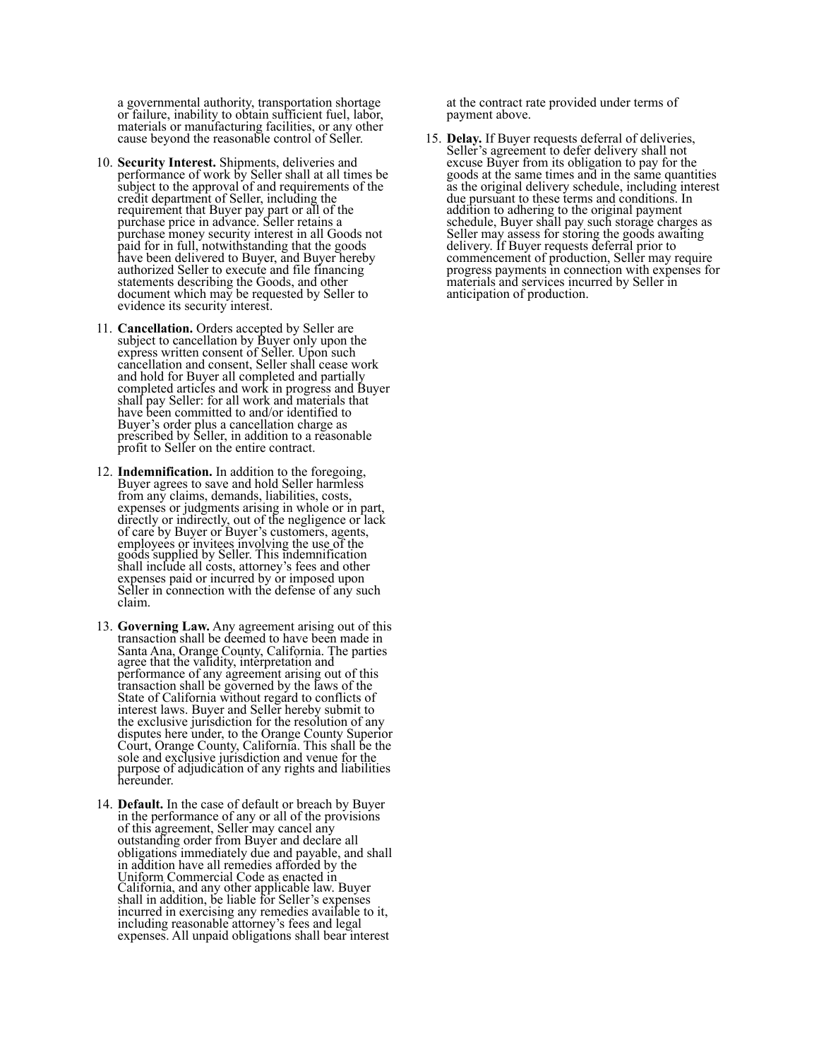a governmental authority, transportation shortage or failure, inability to obtain sufficient fuel, labor, materials or manufacturing facilities, or any other cause beyond the reasonable control of Seller.

10. **Security Interest.** Shipments, deliveries and performance of work by Seller shall at all times be subject to the approval of and requirements of the credit department of Seller, including the requirement that Buyer pay part or all of the purchase price in advance. Seller retains a purchase money security interest in all Goods not paid for in full, notwithstanding that the goods have been delivered to Buyer, and Buyer hereby authorized Seller to execute and file financing statements describing the Goods, and other document which may be requested by Seller to evidence its security interest.

11. **Cancellation.** Orders accepted by Seller are subject to cancellation by Buyer only upon the express written consent of Seller. Upon such cancellation and consent, Seller shall cease work and hold for Buyer all completed and partially completed articles and work in progress and Buyer shall pay Seller: for all work and materials that have been committed to and/or identified to Buyer's order plus a cancellation charge as prescribed by Seller, in addition to a reasonable profit to Seller on the entire contract.

12. **Indemnification.** In addition to the foregoing, Buyer agrees to save and hold Seller harmless from any claims, demands, liabilities, costs, expenses or judgments arising in whole or in part, directly or indirectly, out of the negligence or lack of care by Buyer or Buyer's customers, agents, employees or invitees involving the use of the goods supplied by Seller. This indemnification shall include all costs, attorney's fees and other expenses paid or incurred by or imposed upon Seller in connection with the defense of any such claim.

13. **Governing Law.** Any agreement arising out of this transaction shall be deemed to have been made in Santa Ana, Orange County, California. The parties agree that the validity, interpretation and performance of any agreement arising out of this transaction shall be governed by the laws of the State of California without regard to conflicts of interest laws. Buyer and Seller hereby submit to the exclusive jurisdiction for the resolution of any disputes here under, to the Orange County Superior Court, Orange County, California. This shall be the sole and exclusive jurisdiction and venue for the purpose of adjudication of any rights and liabilities hereunder.

14. **Default.** In the case of default or breach by Buyer in the performance of any or all of the provisions of this agreement, Seller may cancel any outstanding order from Buyer and declare all obligations immediately due and payable, and shall in addition have all remedies afforded by the Uniform Commercial Code as enacted in California, and any other applicable law. Buyer shall in addition, be liable for Seller's expenses incurred in exercising any remedies available to it, including reasonable attorney's fees and legal expenses. All unpaid obligations shall bear interest at the contract rate provided under terms of payment above.

15. **Delay.** If Buyer requests deferral of deliveries, Seller's agreement to defer delivery shall not excuse Buyer from its obligation to pay for the goods at the same times and in the same quantities as the original delivery schedule, including interest due pursuant to these terms and conditions. In addition to adhering to the original payment schedule, Buyer shall pay such storage charges as Seller may assess for storing the goods awaiting delivery. If Buyer requests deferral prior to commencement of production, Seller may require progress payments in connection with expenses for materials and services incurred by Seller in anticipation of production.